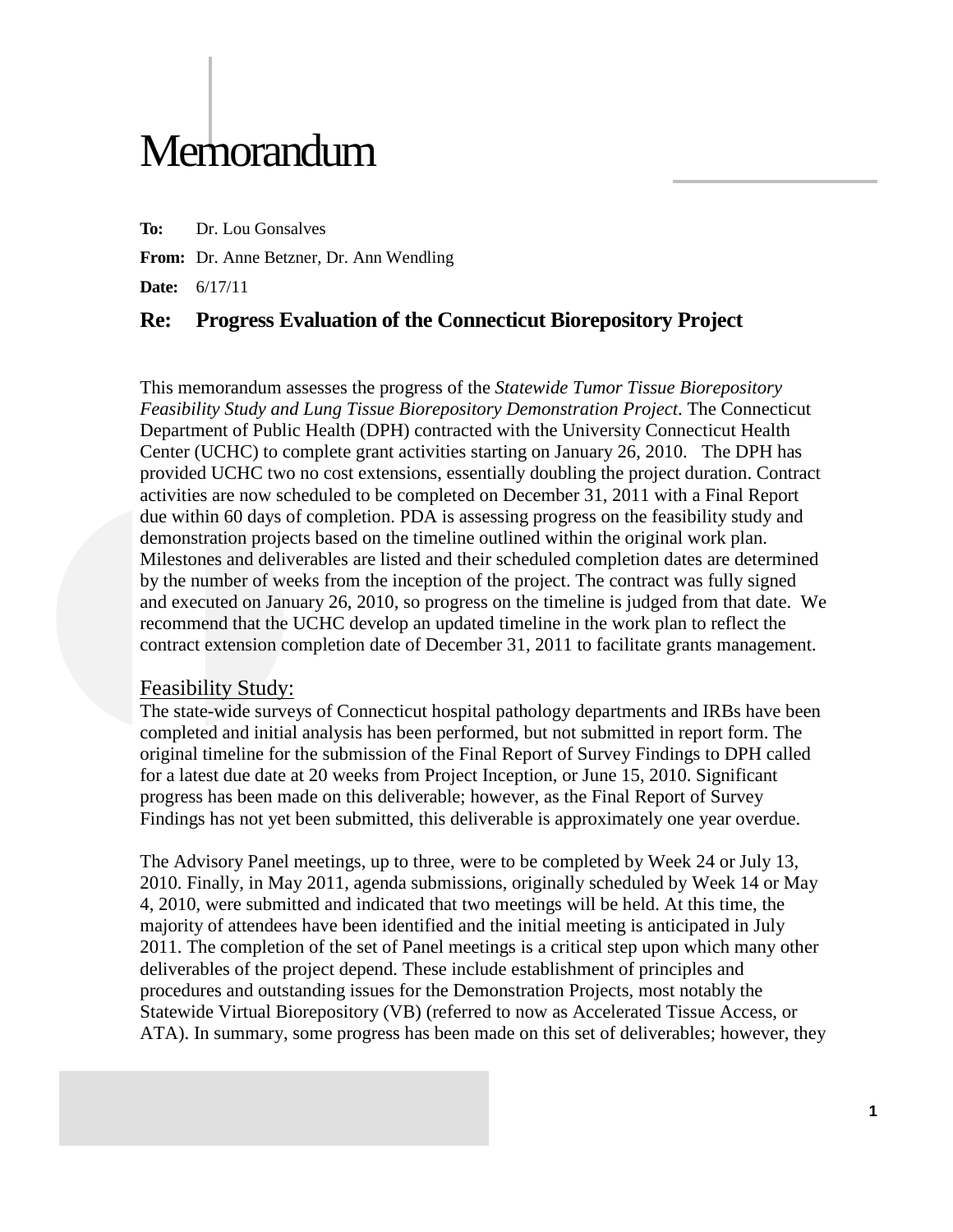# Memorandum

**To:** Dr. Lou Gonsalves

**From:** Dr. Anne Betzner, Dr. Ann Wendling

**Date:** 6/17/11

## Re: Progress Evaluation of the Connecticut Biorepository Project

This memorandum assesses the progress of the *Statewide Tumor Tissue Biorepository Feasibility Study and Lung Tissue Biorepository Demonstration Project*. The Connecticut Department of Public Health (DPH) contracted with the University Connecticut Health Center (UCHC) to complete grant activities starting on January 26, 2010. The DPH has provided UCHC two no cost extensions, essentially doubling the project duration. Contract activities are now scheduled to be completed on December 31, 2011 with a Final Report due within 60 days of completion. PDA is assessing progress on the feasibility study and demonstration projects based on the timeline outlined within the original work plan. Milestones and deliverables are listed and their scheduled completion dates are determined by the number of weeks from the inception of the project. The contract was fully signed and executed on January 26, 2010, so progress on the timeline is judged from that date. We recommend that the UCHC develop an updated timeline in the work plan to reflect the contract extension completion date of December 31, 2011 to facilitate grants management.

### Feasibility Study:

The state-wide surveys of Connecticut hospital pathology departments and IRBs have been completed and initial analysis has been performed, but not submitted in report form. The original timeline for the submission of the Final Report of Survey Findings to DPH called for a latest due date at 20 weeks from Project Inception, or June 15, 2010. Significant progress has been made on this deliverable; however, as the Final Report of Survey Findings has not yet been submitted, this deliverable is approximately one year overdue.

The Advisory Panel meetings, up to three, were to be completed by Week 24 or July 13, 2010. Finally, in May 2011, agenda submissions, originally scheduled by Week 14 or May 4, 2010, were submitted and indicated that two meetings will be held. At this time, the majority of attendees have been identified and the initial meeting is anticipated in July 2011. The completion of the set of Panel meetings is a critical step upon which many other deliverables of the project depend. These include establishment of principles and procedures and outstanding issues for the Demonstration Projects, most notably the Statewide Virtual Biorepository (VB) (referred to now as Accelerated Tissue Access, or ATA). In summary, some progress has been made on this set of deliverables; however, they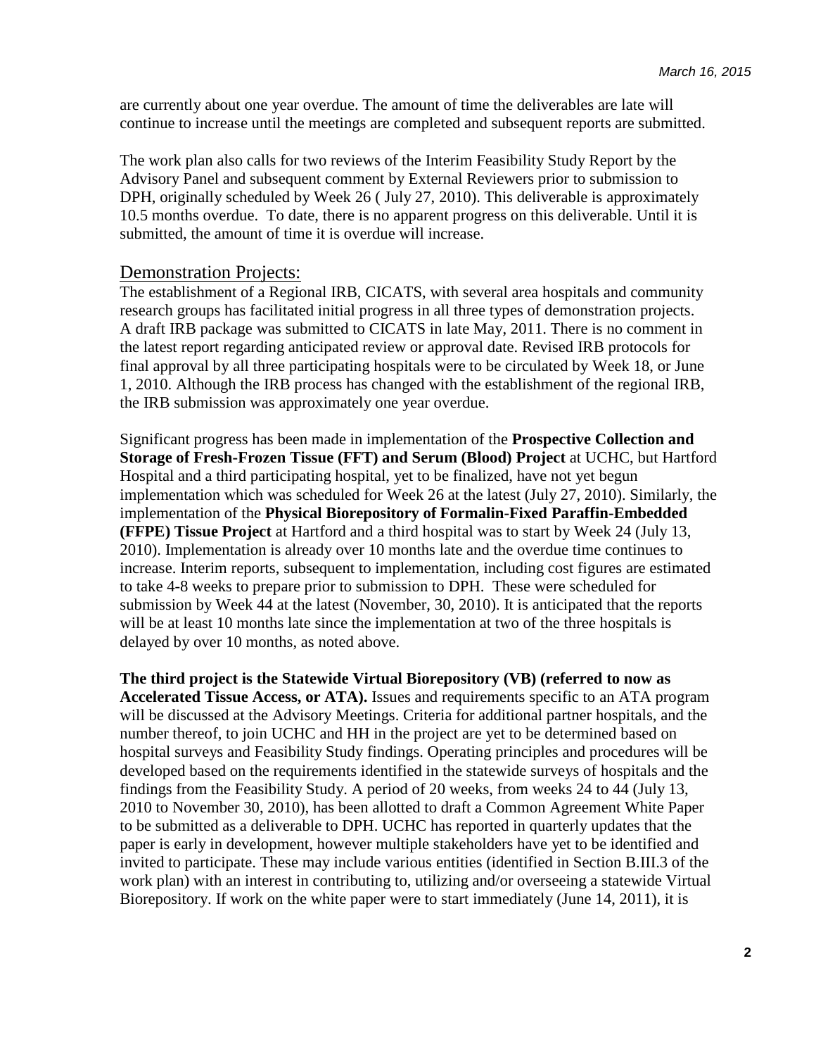are currently about one year overdue. The amount of time the deliverables are late will continue to increase until the meetings are completed and subsequent reports are submitted.

The work plan also calls for two reviews of the Interim Feasibility Study Report by the Advisory Panel and subsequent comment by External Reviewers prior to submission to DPH, originally scheduled by Week 26 ( July 27, 2010). This deliverable is approximately 10.5 months overdue. To date, there is no apparent progress on this deliverable. Until it is submitted, the amount of time it is overdue will increase.

## Demonstration Projects:

The establishment of a Regional IRB, CICATS, with several area hospitals and community research groups has facilitated initial progress in all three types of demonstration projects. A draft IRB package was submitted to CICATS in late May, 2011. There is no comment in the latest report regarding anticipated review or approval date. Revised IRB protocols for final approval by all three participating hospitals were to be circulated by Week 18, or June 1, 2010. Although the IRB process has changed with the establishment of the regional IRB, the IRB submission was approximately one year overdue.

Significant progress has been made in implementation of the **Prospective Collection and Storage of Fresh-Frozen Tissue (FFT) and Serum (Blood) Project** at UCHC, but Hartford Hospital and a third participating hospital, yet to be finalized, have not yet begun implementation which was scheduled for Week 26 at the latest (July 27, 2010). Similarly, the implementation of the **Physical Biorepository of Formalin-Fixed Paraffin-Embedded (FFPE) Tissue Project** at Hartford and a third hospital was to start by Week 24 (July 13, 2010). Implementation is already over 10 months late and the overdue time continues to increase. Interim reports, subsequent to implementation, including cost figures are estimated to take 4-8 weeks to prepare prior to submission to DPH. These were scheduled for submission by Week 44 at the latest (November, 30, 2010). It is anticipated that the reports will be at least 10 months late since the implementation at two of the three hospitals is delayed by over 10 months, as noted above.

**The third project is the Statewide Virtual Biorepository (VB) (referred to now as Accelerated Tissue Access, or ATA).** Issues and requirements specific to an ATA program will be discussed at the Advisory Meetings. Criteria for additional partner hospitals, and the number thereof, to join UCHC and HH in the project are yet to be determined based on hospital surveys and Feasibility Study findings. Operating principles and procedures will be developed based on the requirements identified in the statewide surveys of hospitals and the findings from the Feasibility Study. A period of 20 weeks, from weeks 24 to 44 (July 13, 2010 to November 30, 2010), has been allotted to draft a Common Agreement White Paper to be submitted as a deliverable to DPH. UCHC has reported in quarterly updates that the paper is early in development, however multiple stakeholders have yet to be identified and invited to participate. These may include various entities (identified in Section B.III.3 of the work plan) with an interest in contributing to, utilizing and/or overseeing a statewide Virtual Biorepository. If work on the white paper were to start immediately (June 14, 2011), it is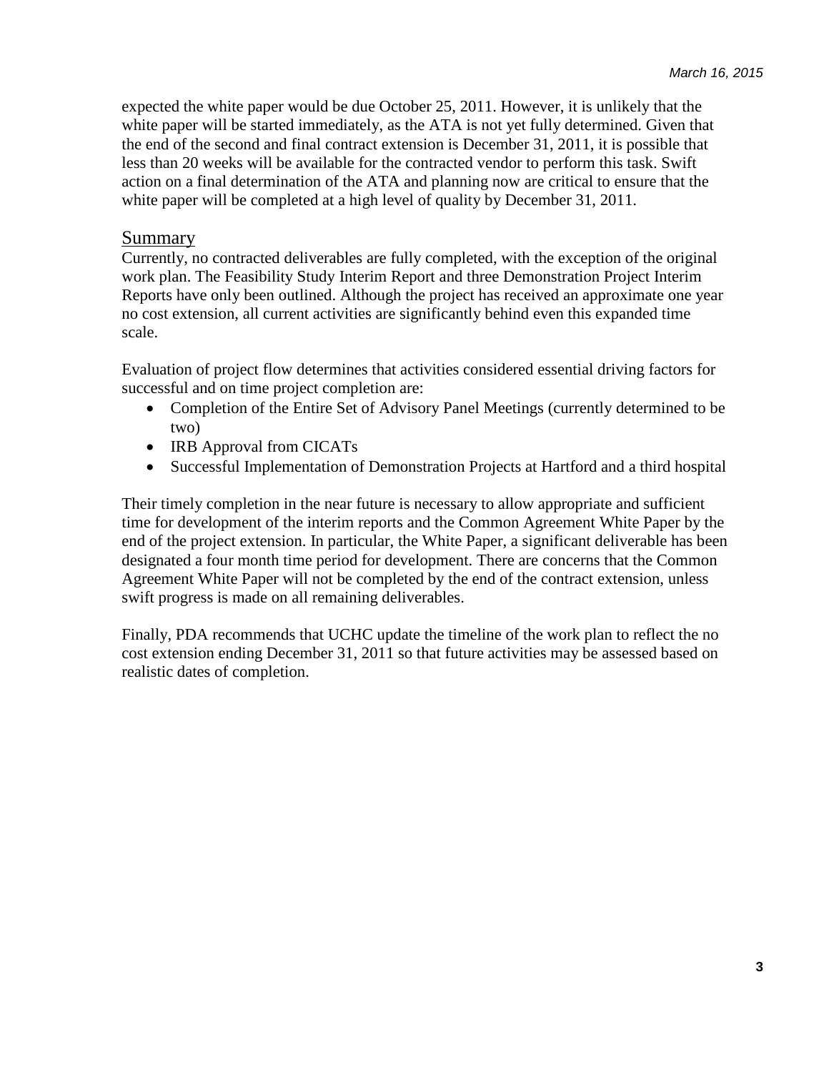expected the white paper would be due October 25, 2011. However, it is unlikely that the white paper will be started immediately, as the ATA is not yet fully determined. Given that the end of the second and final contract extension is December 31, 2011, it is possible that less than 20 weeks will be available for the contracted vendor to perform this task. Swift action on a final determination of the ATA and planning now are critical to ensure that the white paper will be completed at a high level of quality by December 31, 2011.

## Summary

Currently, no contracted deliverables are fully completed, with the exception of the original work plan. The Feasibility Study Interim Report and three Demonstration Project Interim Reports have only been outlined. Although the project has received an approximate one year no cost extension, all current activities are significantly behind even this expanded time scale.

Evaluation of project flow determines that activities considered essential driving factors for successful and on time project completion are:

- Completion of the Entire Set of Advisory Panel Meetings (currently determined to be two)
- IRB Approval from CICATs
- Successful Implementation of Demonstration Projects at Hartford and a third hospital

Their timely completion in the near future is necessary to allow appropriate and sufficient time for development of the interim reports and the Common Agreement White Paper by the end of the project extension. In particular, the White Paper, a significant deliverable has been designated a four month time period for development. There are concerns that the Common Agreement White Paper will not be completed by the end of the contract extension, unless swift progress is made on all remaining deliverables.

Finally, PDA recommends that UCHC update the timeline of the work plan to reflect the no cost extension ending December 31, 2011 so that future activities may be assessed based on realistic dates of completion.